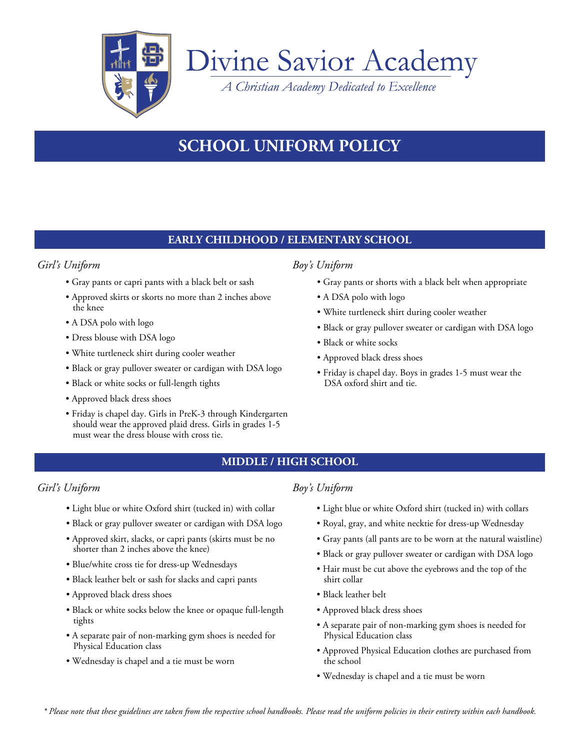# Divine Savior Academy

*A Christian Academy Dedicated to Excellence*

## SCHOOL UNIFORM POLICY

### EARLY CHILDHOOD / ELEMENTARY SCHOOL

*Girl's Uniform*

- Gray pants or capri pants with a black belt or sash
- Approved skirts or skorts no more than 2 inches above the knee
- A DSA polo with logo
- Dress blouse with DSA logo
- White turtleneck shirt during cooler weather
- Black or gray pullover sweater or cardigan with DSA logo
- Black or white socks or full-length tights
- Approved black dress shoes
- Friday is chapel day. Girls in PreK-3 through Kindergarten should wear the approved plaid dress. Girls in grades 1-5 must wear the dress blouse with cross tie.

*Boy's Uniform*

- Gray pants or shorts with a black belt when appropriate
- A DSA polo with logo
- White turtleneck shirt during cooler weather
- Black or gray pullover sweater or cardigan with DSA logo
- Black or white socks
- Approved black dress shoes
- Friday is chapel day. Boys in grades 1-5 must wear the DSA oxford shirt and tie.

### MIDDLE / HIGH SCHOOL

*Girl's Uniform*

- Light blue or white Oxford shirt (tucked in) with collar
- Black or gray pullover sweater or cardigan with DSA logo
- Approved skirt, slacks, or capri pants (skirts must be no shorter than 2 inches above the knee)
- Blue/white cross tie for dress-up Wednesdays
- Black leather belt or sash for slacks and capri pants
- Approved black dress shoes
- Black or white socks below the knee or opaque full-length tights
- A separate pair of non-marking gym shoes is needed for Physical Education class
- Wednesday is chapel and a tie must be worn

*Boy's Uniform*

- Light blue or white Oxford shirt (tucked in) with collars
- Royal, gray, and white necktie for dress-up Wednesday
- Gray pants (all pants are to be worn at the natural waistline)
- Black or gray pullover sweater or cardigan with DSA logo
- Hair must be cut above the eyebrows and the top of the shirt collar
- Black leather belt
- Approved black dress shoes
- A separate pair of non-marking gym shoes is needed for Physical Education class
- Approved Physical Education clothes are purchased from the school
- Wednesday is chapel and a tie must be worn

*\* Please note that these guidelines are taken from the respective school handbooks. Please read the uniform policies in their entirety within each handbook.*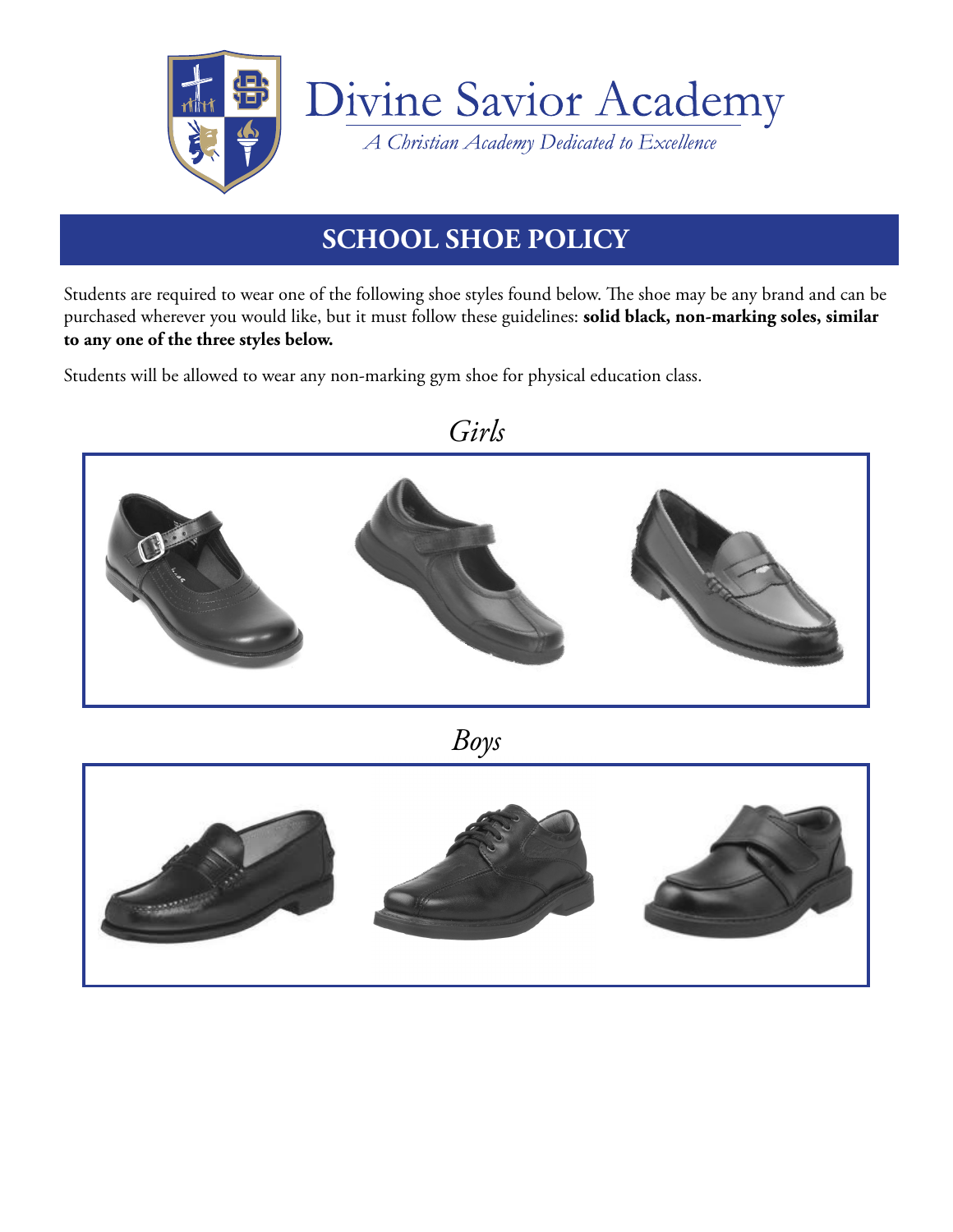# Divine Savior Academy

*A Christian Academy Dedicated to Excellence*

## SCHOOL SHOE POLICY

Students are required to wear one of the following shoe styles found below. The shoe may be any brand and can be purchased wherever you would like, but it must follow these guidelines: **solid black, non-marking soles, similar to any one of the three styles below.**

Students will be allowed to wear any non-marking gym shoe for physical education class.

*Girls*

*Boys*